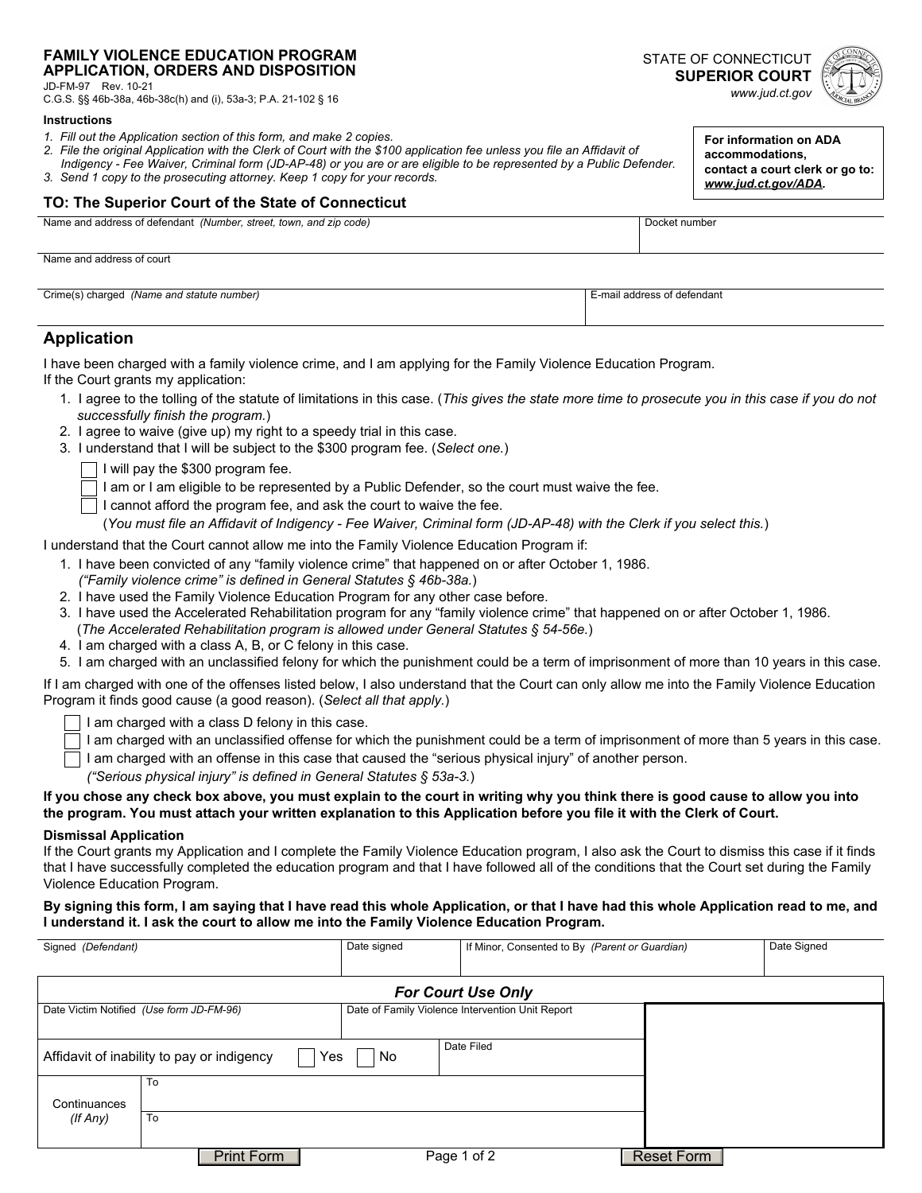**FAMILY VIOLENCE EDUCATION PROGRAM APPLICATION, ORDERS AND DISPOSITION**

JD-FM-97 Rev. 10-21
C.G.S. §§ 46b-38a, 46b-38c(h) and (i), 53a-3; P.A. 21-102 § 16

STATE OF CONNECTICUT
**SUPERIOR COURT**
www.jud.ct.gov

**For information on ADA accommodations, contact a court clerk or go to: *www.jud.ct.gov/ADA*.**

**Instructions**

1. *Fill out the Application section of this form, and make 2 copies.*
2. *File the original Application with the Clerk of Court with the $100 application fee unless you file an Affidavit of Indigency - Fee Waiver, Criminal form (JD-AP-48) or you are or are eligible to be represented by a Public Defender.*
3. *Send 1 copy to the prosecuting attorney. Keep 1 copy for your records.*

## TO: The Superior Court of the State of Connecticut

| Name and address of defendant *(Number, street, town, and zip code)* | Docket number |
|---|---|
| Name and address of court | |
| Crime(s) charged *(Name and statute number)* | E-mail address of defendant |

## Application

I have been charged with a family violence crime, and I am applying for the Family Violence Education Program.
If the Court grants my application:

1. I agree to the tolling of the statute of limitations in this case. (*This gives the state more time to prosecute you in this case if you do not successfully finish the program.*)
2. I agree to waive (give up) my right to a speedy trial in this case.
3. I understand that I will be subject to the $300 program fee. (*Select one.*)
   - ☐ I will pay the $300 program fee.
   - ☐ I am or I am eligible to be represented by a Public Defender, so the court must waive the fee.
   - ☐ I cannot afford the program fee, and ask the court to waive the fee.

   (*You must file an Affidavit of Indigency - Fee Waiver, Criminal form (JD-AP-48) with the Clerk if you select this.*)

I understand that the Court cannot allow me into the Family Violence Education Program if:

1. I have been convicted of any "family violence crime" that happened on or after October 1, 1986. *("Family violence crime" is defined in General Statutes § 46b-38a.)*
2. I have used the Family Violence Education Program for any other case before.
3. I have used the Accelerated Rehabilitation program for any "family violence crime" that happened on or after October 1, 1986. (*The Accelerated Rehabilitation program is allowed under General Statutes § 54-56e.*)
4. I am charged with a class A, B, or C felony in this case.
5. I am charged with an unclassified felony for which the punishment could be a term of imprisonment of more than 10 years in this case.

If I am charged with one of the offenses listed below, I also understand that the Court can only allow me into the Family Violence Education Program it finds good cause (a good reason). (*Select all that apply.*)

- ☐ I am charged with a class D felony in this case.
- ☐ I am charged with an unclassified offense for which the punishment could be a term of imprisonment of more than 5 years in this case.
- ☐ I am charged with an offense in this case that caused the "serious physical injury" of another person. *("Serious physical injury" is defined in General Statutes § 53a-3.)*

**If you chose any check box above, you must explain to the court in writing why you think there is good cause to allow you into the program. You must attach your written explanation to this Application before you file it with the Clerk of Court.**

**Dismissal Application**

If the Court grants my Application and I complete the Family Violence Education program, I also ask the Court to dismiss this case if it finds that I have successfully completed the education program and that I have followed all of the conditions that the Court set during the Family Violence Education Program.

**By signing this form, I am saying that I have read this whole Application, or that I have had this whole Application read to me, and I understand it. I ask the court to allow me into the Family Violence Education Program.**

| Signed *(Defendant)* | Date signed | If Minor, Consented to By *(Parent or Guardian)* | Date Signed |
|---|---|---|---|
| | | | |

***For Court Use Only***

| Date Victim Notified *(Use form JD-FM-96)* | | Date of Family Violence Intervention Unit Report |
|---|---|---|
| Affidavit of inability to pay or indigency ☐ Yes ☐ No | | Date Filed |
| Continuances *(If Any)* | To | |
| | To | |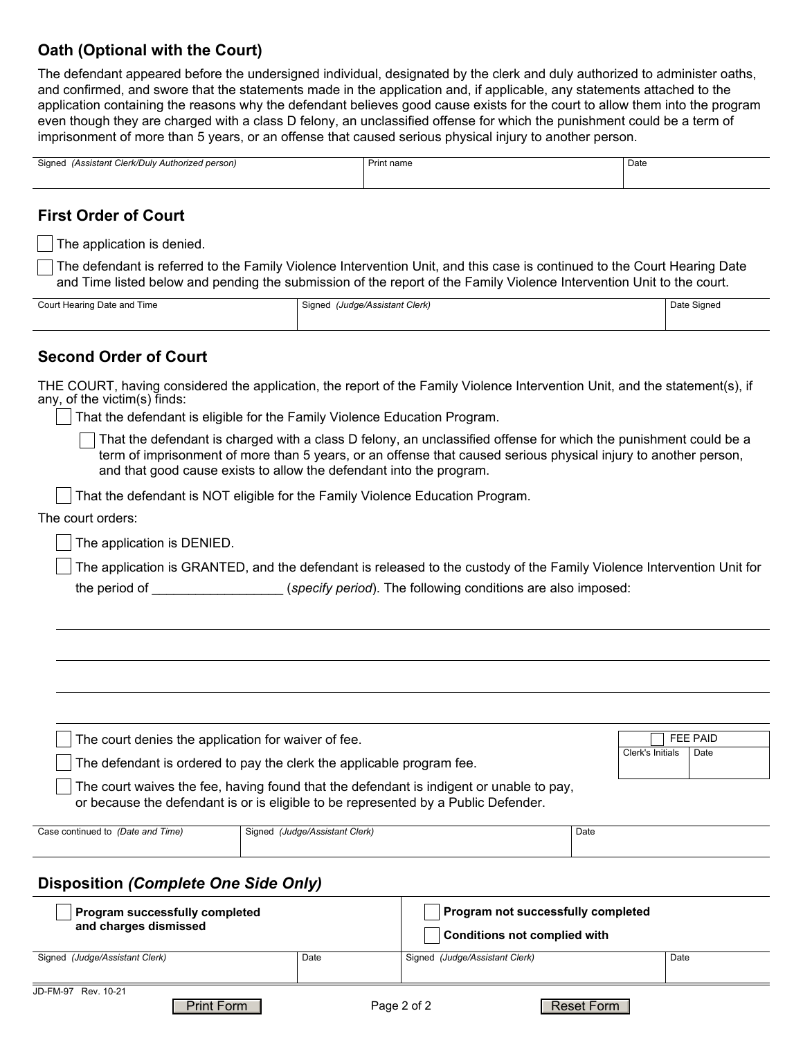## Oath (Optional with the Court)

The defendant appeared before the undersigned individual, designated by the clerk and duly authorized to administer oaths, and confirmed, and swore that the statements made in the application and, if applicable, any statements attached to the application containing the reasons why the defendant believes good cause exists for the court to allow them into the program even though they are charged with a class D felony, an unclassified offense for which the punishment could be a term of imprisonment of more than 5 years, or an offense that caused serious physical injury to another person.

| Signed *(Assistant Clerk/Duly Authorized person)* | Print name | Date |
|---|---|---|
| | | |

## First Order of Court

☐ The application is denied.

☐ The defendant is referred to the Family Violence Intervention Unit, and this case is continued to the Court Hearing Date and Time listed below and pending the submission of the report of the Family Violence Intervention Unit to the court.

| Court Hearing Date and Time | Signed *(Judge/Assistant Clerk)* | Date Signed |
|---|---|---|
| | | |

## Second Order of Court

THE COURT, having considered the application, the report of the Family Violence Intervention Unit, and the statement(s), if any, of the victim(s) finds:

☐ That the defendant is eligible for the Family Violence Education Program.

☐ That the defendant is charged with a class D felony, an unclassified offense for which the punishment could be a term of imprisonment of more than 5 years, or an offense that caused serious physical injury to another person, and that good cause exists to allow the defendant into the program.

☐ That the defendant is NOT eligible for the Family Violence Education Program.

The court orders:

☐ The application is DENIED.

☐ The application is GRANTED, and the defendant is released to the custody of the Family Violence Intervention Unit for the period of __________________ (*specify period*). The following conditions are also imposed:

______________________________________________________________________

______________________________________________________________________

______________________________________________________________________

______________________________________________________________________

☐ The court denies the application for waiver of fee.

☐ The defendant is ordered to pay the clerk the applicable program fee.

☐ The court waives the fee, having found that the defendant is indigent or unable to pay, or because the defendant is or is eligible to be represented by a Public Defender.

| ☐ FEE PAID | |
|---|---|
| Clerk's Initials | Date |
| | |

| Case continued to *(Date and Time)* | Signed *(Judge/Assistant Clerk)* | Date |
|---|---|---|
| | | |

## Disposition *(Complete One Side Only)*

| ☐ **Program successfully completed and charges dismissed** | | ☐ **Program not successfully completed**<br>☐ **Conditions not complied with** | |
|---|---|---|---|
| Signed *(Judge/Assistant Clerk)* | Date | Signed *(Judge/Assistant Clerk)* | Date |
| | | | |

JD-FM-97 Rev. 10-21